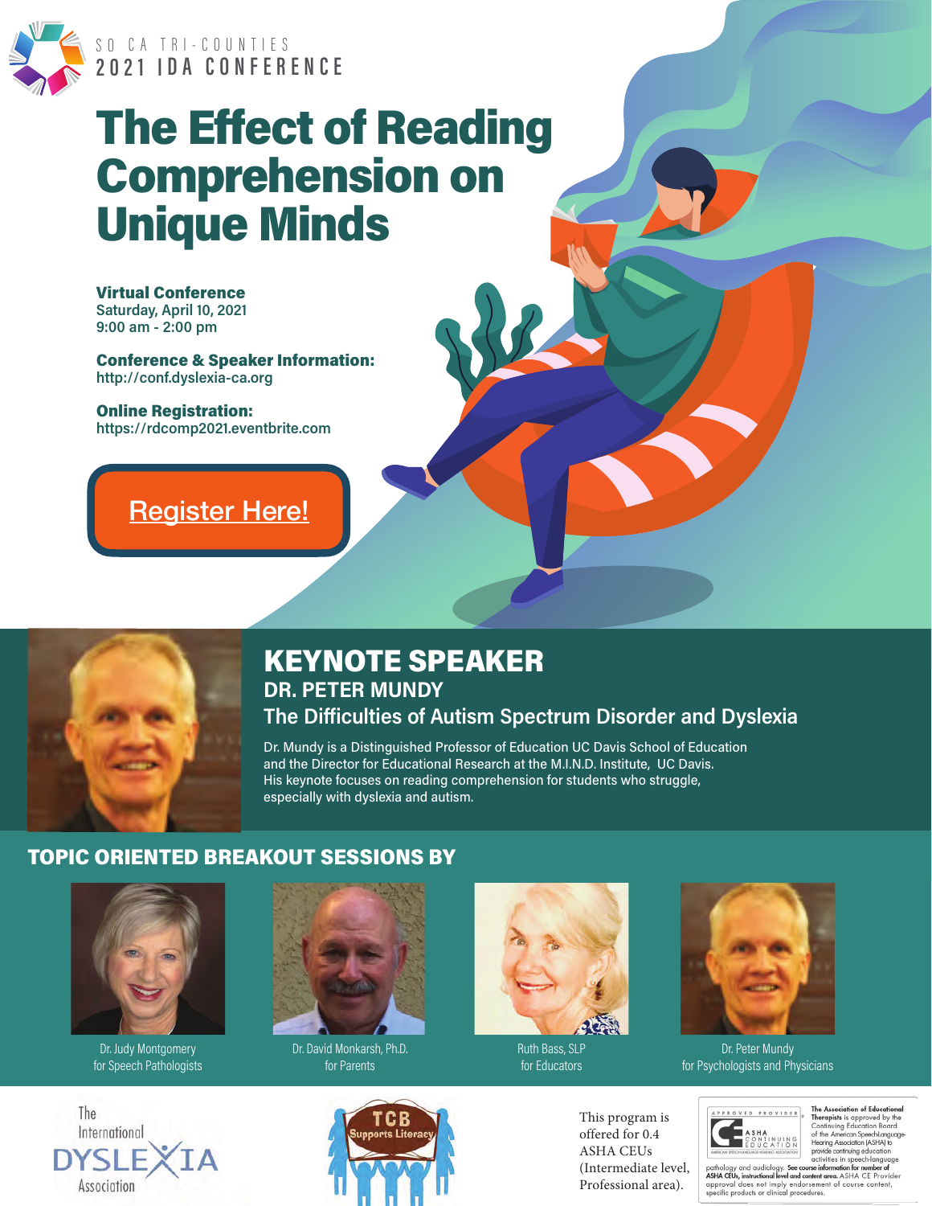SO CA TRI-COUNTIES
2021 IDA CONFERENCE

# The Effect of Reading Comprehension on Unique Minds

**Virtual Conference**
Saturday, April 10, 2021
9:00 am - 2:00 pm

**Conference & Speaker Information:**
http://conf.dyslexia-ca.org

**Online Registration:**
https://rdcomp2021.eventbrite.com

Register Here!

## KEYNOTE SPEAKER

### DR. PETER MUNDY

### The Difficulties of Autism Spectrum Disorder and Dyslexia

Dr. Mundy is a Distinguished Professor of Education UC Davis School of Education and the Director for Educational Research at the M.I.N.D. Institute, UC Davis. His keynote focuses on reading comprehension for students who struggle, especially with dyslexia and autism.

## TOPIC ORIENTED BREAKOUT SESSIONS BY

Dr. Judy Montgomery
for Speech Pathologists

Dr. David Monkarsh, Ph.D.
for Parents

Ruth Bass, SLP
for Educators

Dr. Peter Mundy
for Psychologists and Physicians

The International Dyslexia Association

TCB Supports Literacy

This program is offered for 0.4 ASHA CEUs (Intermediate level, Professional area).

APPROVED PROVIDER
ASHA CONTINUING EDUCATION
AMERICAN SPEECH-LANGUAGE-HEARING ASSOCIATION

**The Association of Educational Therapists** is approved by the Continuing Education Board of the American Speech-Language-Hearing Association (ASHA) to provide continuing education activities in speech-language pathology and audiology. **See course information for number of ASHA CEUs, instructional level and content area.** ASHA CE Provider approval does not imply endorsement of course content, specific products or clinical procedures.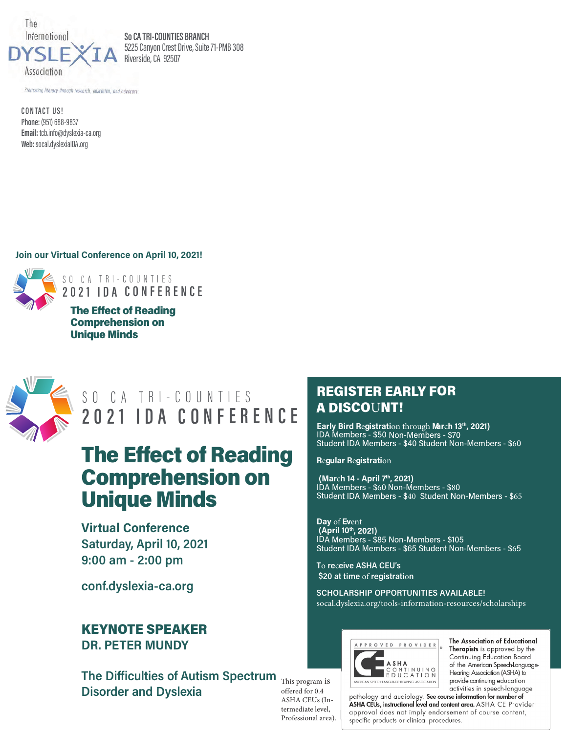The International DYSLEXIA Association

Promoting literacy through research, education, and advocacy.

**So CA TRI-COUNTIES BRANCH**
5225 Canyon Crest Drive, Suite 71-PMB 308
Riverside, CA 92507

**CONTACT US!**
**Phone:** (951) 688-9837
**Email:** tcb.info@dyslexia-ca.org
**Web:** socal.dyslexiaIDA.org

**Join our Virtual Conference on April 10, 2021!**

SO CA TRI-COUNTIES
2021 IDA CONFERENCE

**The Effect of Reading Comprehension on Unique Minds**

SO CA TRI-COUNTIES

# 2021 IDA CONFERENCE

# The Effect of Reading Comprehension on Unique Minds

**Virtual Conference**
**Saturday, April 10, 2021**
**9:00 am - 2:00 pm**

**conf.dyslexia-ca.org**

## KEYNOTE SPEAKER
**DR. PETER MUNDY**

**The Difficulties of Autism Spectrum Disorder and Dyslexia**

This program is offered for 0.4 ASHA CEUs (Intermediate level, Professional area).

## REGISTER EARLY FOR A DISCOUNT!

**Early Bird Registration through March 13th, 2021)**
IDA Members - $50 Non-Members - $70
Student IDA Members - $40 Student Non-Members - $60

**Regular Registration**

**(March 14 - April 7th, 2021)**
IDA Members - $60 Non-Members - $80
Student IDA Members - $40 Student Non-Members - $65

**Day of Event**
**(April 10th, 2021)**
IDA Members - $85 Non-Members - $105
Student IDA Members - $65 Student Non-Members - $65

**To receive ASHA CEU's**
**$20 at time of registration**

**SCHOLARSHIP OPPORTUNITIES AVAILABLE!**
socal.dyslexia.org/tools-information-resources/scholarships

APPROVED PROVIDER
ASHA CONTINUING EDUCATION
AMERICAN SPEECH-LANGUAGE-HEARING ASSOCIATION

**The Association of Educational Therapists** is approved by the Continuing Education Board of the American Speech-Language-Hearing Association (ASHA) to provide continuing education activities in speech-language pathology and audiology. **See course information for number of ASHA CEUs, instructional level and content area.** ASHA CE Provider approval does not imply endorsement of course content, specific products or clinical procedures.